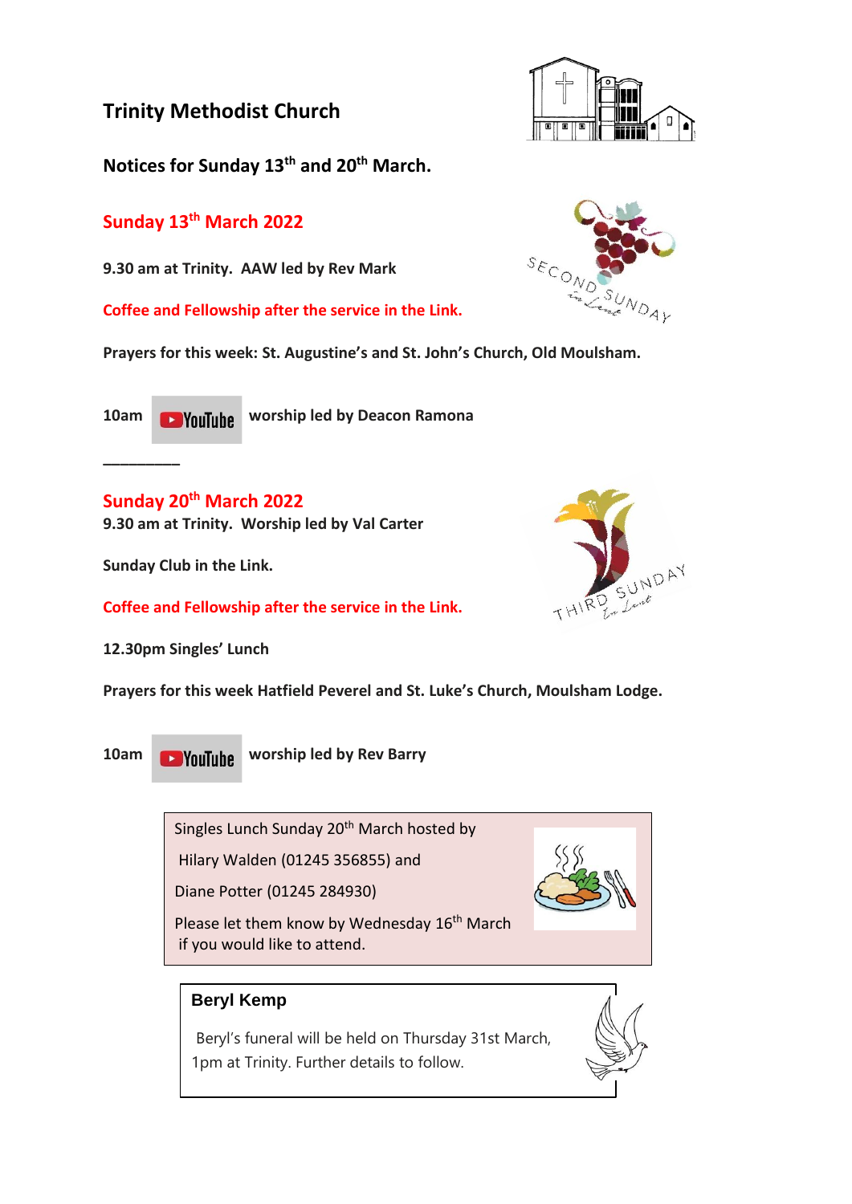# Trinity Methodist Church

**Notices for Sunday 13th and 20th March.**

## Sunday 13th March 2022

**9.30 am at Trinity. AAW led by Rev Mark**

**Coffee and Fellowship after the service in the Link.**

**Prayers for this week: St. Augustine's and St. John's Church, Old Moulsham.**

**10am YouTube worship led by Deacon Ramona**

________

## Sunday 20th March 2022

**9.30 am at Trinity. Worship led by Val Carter**

**Sunday Club in the Link.**

**Coffee and Fellowship after the service in the Link.**

**12.30pm Singles' Lunch**

**Prayers for this week Hatfield Peverel and St. Luke's Church, Moulsham Lodge.**

**10am YouTube worship led by Rev Barry**

Singles Lunch Sunday 20th March hosted by

Hilary Walden (01245 356855) and

Diane Potter (01245 284930)

Please let them know by Wednesday 16th March if you would like to attend.

**Beryl Kemp**

Beryl's funeral will be held on Thursday 31st March, 1pm at Trinity. Further details to follow.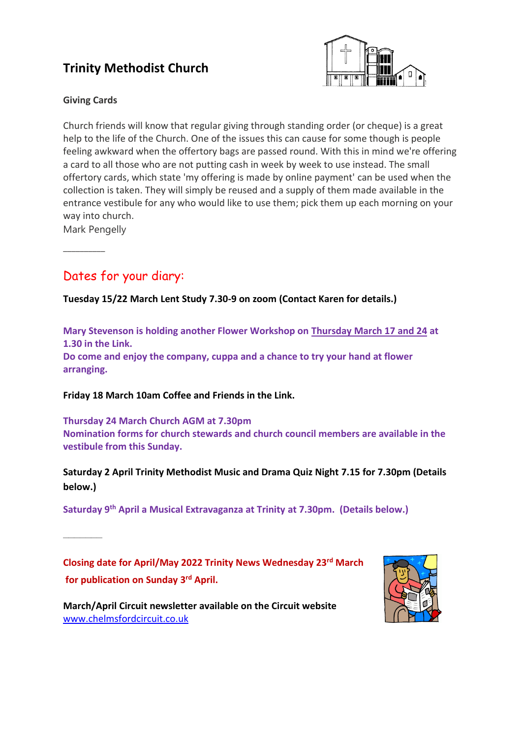# Trinity Methodist Church

**Giving Cards**

Church friends will know that regular giving through standing order (or cheque) is a great help to the life of the Church. One of the issues this can cause for some though is people feeling awkward when the offertory bags are passed round. With this in mind we're offering a card to all those who are not putting cash in week by week to use instead. The small offertory cards, which state 'my offering is made by online payment' can be used when the collection is taken. They will simply be reused and a supply of them made available in the entrance vestibule for any who would like to use them; pick them up each morning on your way into church.

Mark Pengelly

---

## Dates for your diary:

**Tuesday 15/22 March Lent Study 7.30-9 on zoom (Contact Karen for details.)**

**Mary Stevenson is holding another Flower Workshop on Thursday March 17 and 24 at 1.30 in the Link.**
**Do come and enjoy the company, cuppa and a chance to try your hand at flower arranging.**

**Friday 18 March 10am Coffee and Friends in the Link.**

**Thursday 24 March Church AGM at 7.30pm**
**Nomination forms for church stewards and church council members are available in the vestibule from this Sunday.**

**Saturday 2 April Trinity Methodist Music and Drama Quiz Night 7.15 for 7.30pm (Details below.)**

**Saturday 9th April a Musical Extravaganza at Trinity at 7.30pm. (Details below.)**

---

**Closing date for April/May 2022 Trinity News Wednesday 23rd March for publication on Sunday 3rd April.**

**March/April Circuit newsletter available on the Circuit website**
www.chelmsfordcircuit.co.uk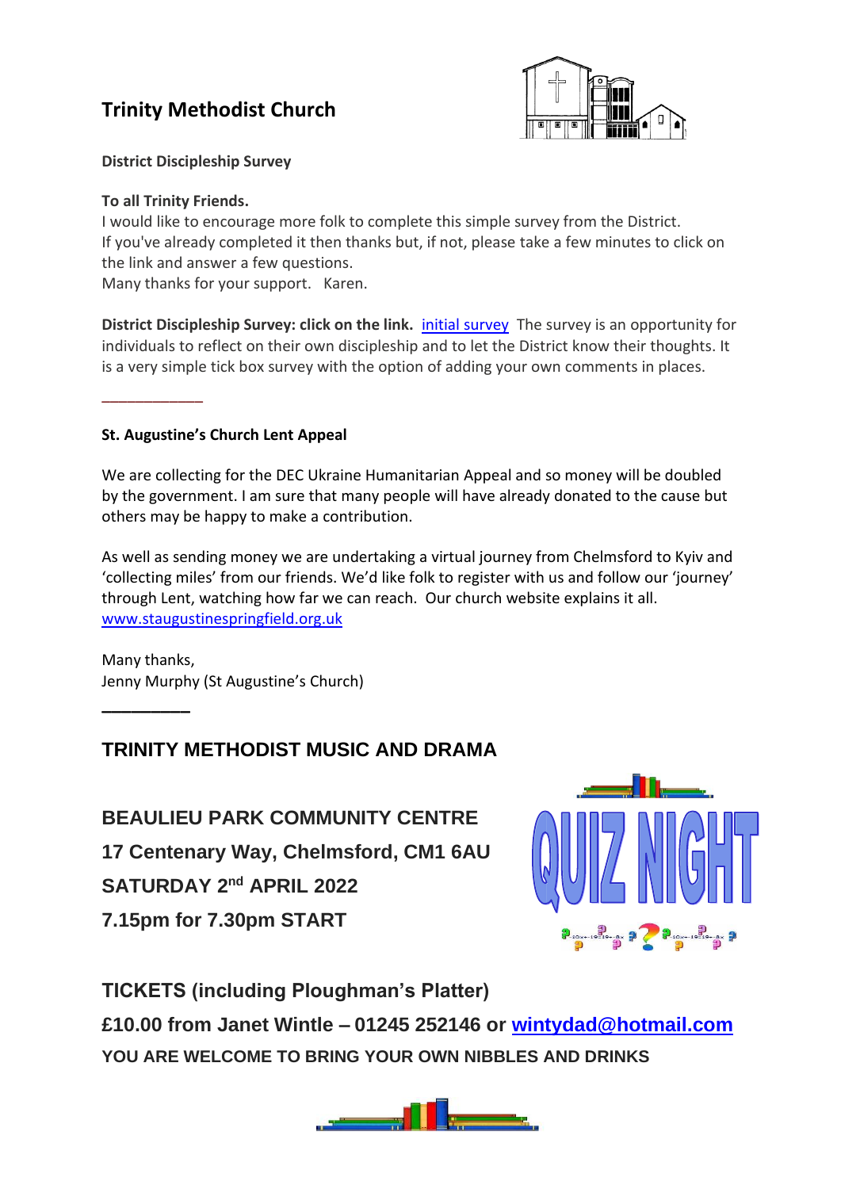## Trinity Methodist Church

**District Discipleship Survey**

**To all Trinity Friends.**
I would like to encourage more folk to complete this simple survey from the District.
If you've already completed it then thanks but, if not, please take a few minutes to click on the link and answer a few questions.
Many thanks for your support. Karen.

**District Discipleship Survey: click on the link.** initial survey The survey is an opportunity for individuals to reflect on their own discipleship and to let the District know their thoughts. It is a very simple tick box survey with the option of adding your own comments in places.

---

**St. Augustine's Church Lent Appeal**

We are collecting for the DEC Ukraine Humanitarian Appeal and so money will be doubled by the government. I am sure that many people will have already donated to the cause but others may be happy to make a contribution.

As well as sending money we are undertaking a virtual journey from Chelmsford to Kyiv and 'collecting miles' from our friends. We'd like folk to register with us and follow our 'journey' through Lent, watching how far we can reach. Our church website explains it all.
www.staugustinespringfield.org.uk

Many thanks,
Jenny Murphy (St Augustine's Church)

---

**TRINITY METHODIST MUSIC AND DRAMA**

**QUIZ NIGHT**

**BEAULIEU PARK COMMUNITY CENTRE**
**17 Centenary Way, Chelmsford, CM1 6AU**
**SATURDAY 2nd APRIL 2022**
**7.15pm for 7.30pm START**

**TICKETS (including Ploughman's Platter)**
**£10.00 from Janet Wintle – 01245 252146 or wintydad@hotmail.com**
**YOU ARE WELCOME TO BRING YOUR OWN NIBBLES AND DRINKS**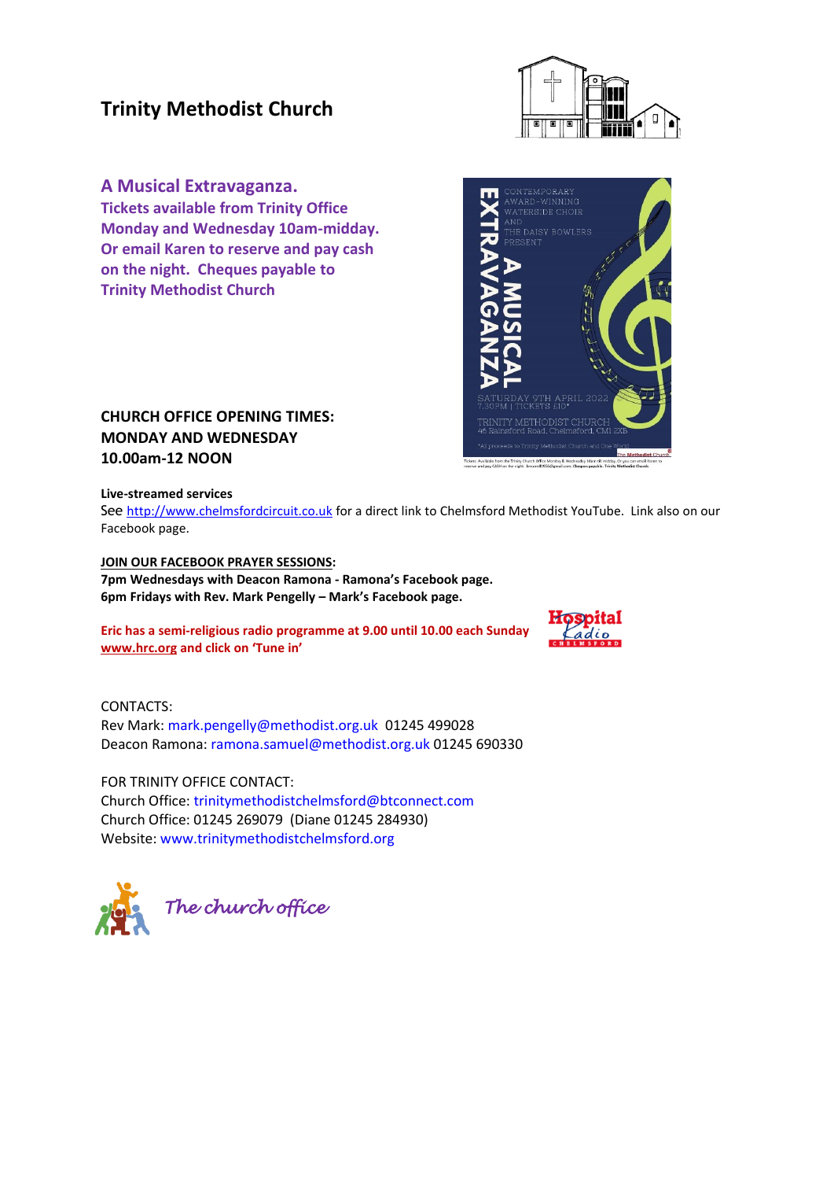# Trinity Methodist Church

## A Musical Extravaganza.

**Tickets available from Trinity Office Monday and Wednesday 10am-midday. Or email Karen to reserve and pay cash on the night. Cheques payable to Trinity Methodist Church**

CONTEMPORARY AWARD-WINNING WATERSIDE CHOIR AND THE DAISY BOWLERS PRESENT

A MUSICAL EXTRAVAGANZA

SATURDAY 9TH APRIL 2022
7.30PM | TICKETS £10*

TRINITY METHODIST CHURCH
46 Rainsford Road, Chelmsford, CM1 2XB

*All proceeds to Trinity Methodist Church and One World

**CHURCH OFFICE OPENING TIMES:**
**MONDAY AND WEDNESDAY**
**10.00am-12 NOON**

**Live-streamed services**

See http://www.chelmsfordcircuit.co.uk for a direct link to Chelmsford Methodist YouTube. Link also on our Facebook page.

**JOIN OUR FACEBOOK PRAYER SESSIONS:**

**7pm Wednesdays with Deacon Ramona - Ramona's Facebook page.**

**6pm Fridays with Rev. Mark Pengelly – Mark's Facebook page.**

**Eric has a semi-religious radio programme at 9.00 until 10.00 each Sunday www.hrc.org and click on 'Tune in'**

Hospital Radio CHELMSFORD

CONTACTS:

Rev Mark: mark.pengelly@methodist.org.uk 01245 499028

Deacon Ramona: ramona.samuel@methodist.org.uk 01245 690330

FOR TRINITY OFFICE CONTACT:

Church Office: trinitymethodistchelmsford@btconnect.com

Church Office: 01245 269079 (Diane 01245 284930)

Website: www.trinitymethodistchelmsford.org

*The church office*